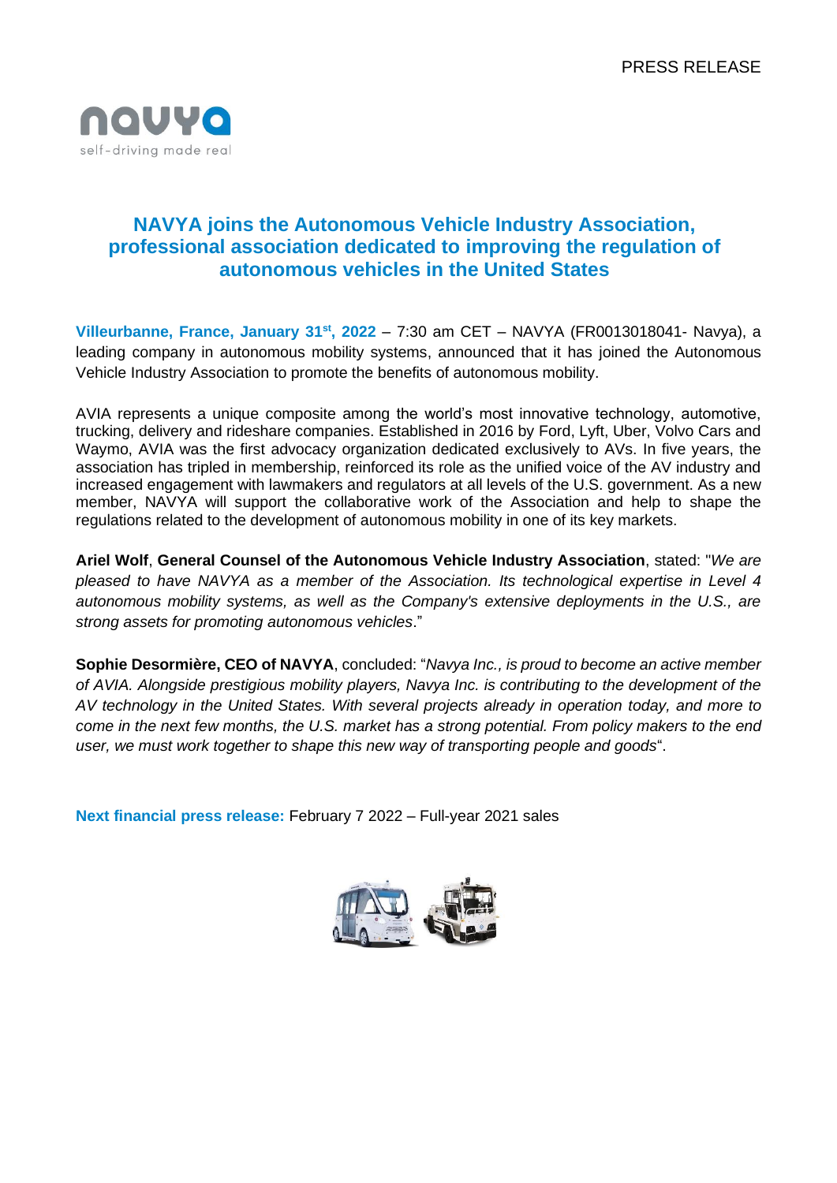PRESS RELEASE

navya
self-driving made real

# NAVYA joins the Autonomous Vehicle Industry Association, professional association dedicated to improving the regulation of autonomous vehicles in the United States

**Villeurbanne, France, January 31st, 2022** – 7:30 am CET – NAVYA (FR0013018041- Navya), a leading company in autonomous mobility systems, announced that it has joined the Autonomous Vehicle Industry Association to promote the benefits of autonomous mobility.

AVIA represents a unique composite among the world's most innovative technology, automotive, trucking, delivery and rideshare companies. Established in 2016 by Ford, Lyft, Uber, Volvo Cars and Waymo, AVIA was the first advocacy organization dedicated exclusively to AVs. In five years, the association has tripled in membership, reinforced its role as the unified voice of the AV industry and increased engagement with lawmakers and regulators at all levels of the U.S. government. As a new member, NAVYA will support the collaborative work of the Association and help to shape the regulations related to the development of autonomous mobility in one of its key markets.

**Ariel Wolf**, **General Counsel of the Autonomous Vehicle Industry Association**, stated: "*We are pleased to have NAVYA as a member of the Association. Its technological expertise in Level 4 autonomous mobility systems, as well as the Company's extensive deployments in the U.S., are strong assets for promoting autonomous vehicles*."

**Sophie Desormière, CEO of NAVYA**, concluded: "*Navya Inc., is proud to become an active member of AVIA. Alongside prestigious mobility players, Navya Inc. is contributing to the development of the AV technology in the United States. With several projects already in operation today, and more to come in the next few months, the U.S. market has a strong potential. From policy makers to the end user, we must work together to shape this new way of transporting people and goods*".

**Next financial press release:** February 7 2022 – Full-year 2021 sales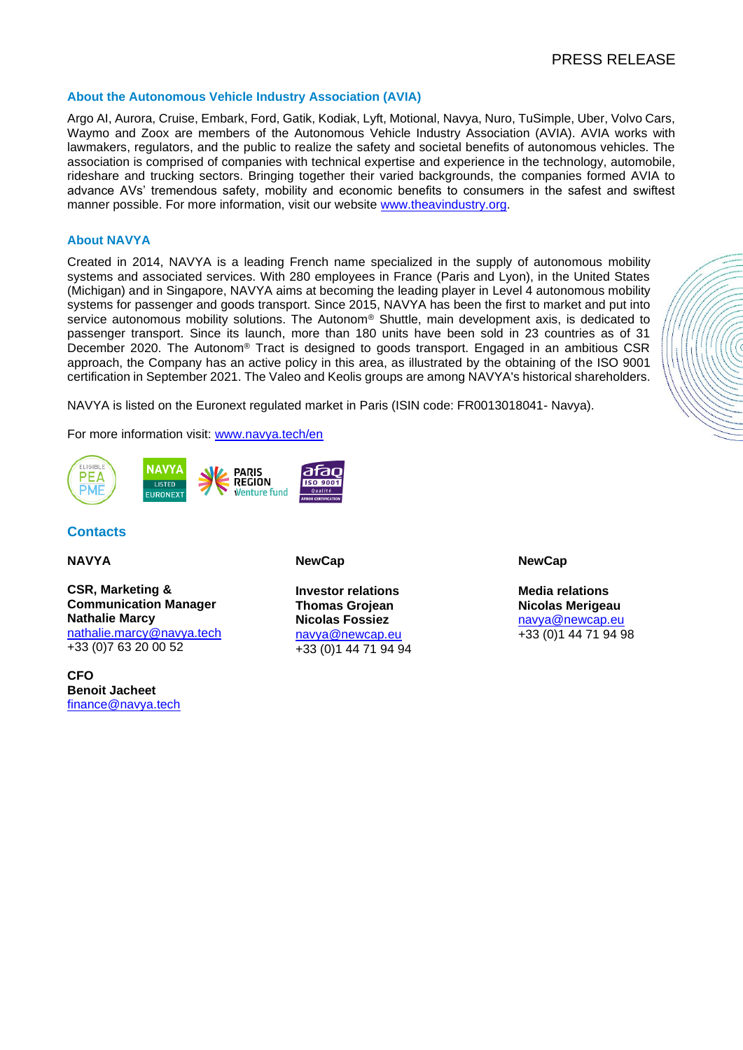### About the Autonomous Vehicle Industry Association (AVIA)

Argo AI, Aurora, Cruise, Embark, Ford, Gatik, Kodiak, Lyft, Motional, Navya, Nuro, TuSimple, Uber, Volvo Cars, Waymo and Zoox are members of the Autonomous Vehicle Industry Association (AVIA). AVIA works with lawmakers, regulators, and the public to realize the safety and societal benefits of autonomous vehicles. The association is comprised of companies with technical expertise and experience in the technology, automobile, rideshare and trucking sectors. Bringing together their varied backgrounds, the companies formed AVIA to advance AVs' tremendous safety, mobility and economic benefits to consumers in the safest and swiftest manner possible. For more information, visit our website www.theavindustry.org.

### About NAVYA

Created in 2014, NAVYA is a leading French name specialized in the supply of autonomous mobility systems and associated services. With 280 employees in France (Paris and Lyon), in the United States (Michigan) and in Singapore, NAVYA aims at becoming the leading player in Level 4 autonomous mobility systems for passenger and goods transport. Since 2015, NAVYA has been the first to market and put into service autonomous mobility solutions. The Autonom® Shuttle, main development axis, is dedicated to passenger transport. Since its launch, more than 180 units have been sold in 23 countries as of 31 December 2020. The Autonom® Tract is designed to goods transport. Engaged in an ambitious CSR approach, the Company has an active policy in this area, as illustrated by the obtaining of the ISO 9001 certification in September 2021. The Valeo and Keolis groups are among NAVYA's historical shareholders.

NAVYA is listed on the Euronext regulated market in Paris (ISIN code: FR0013018041- Navya).

For more information visit: www.navya.tech/en

## Contacts

**NAVYA**

**CSR, Marketing & Communication Manager**
**Nathalie Marcy**
nathalie.marcy@navya.tech
+33 (0)7 63 20 00 52

**CFO**
**Benoit Jacheet**
finance@navya.tech

**NewCap**

**Investor relations**
**Thomas Grojean**
**Nicolas Fossiez**
navya@newcap.eu
+33 (0)1 44 71 94 94

**NewCap**

**Media relations**
**Nicolas Merigeau**
navya@newcap.eu
+33 (0)1 44 71 94 98